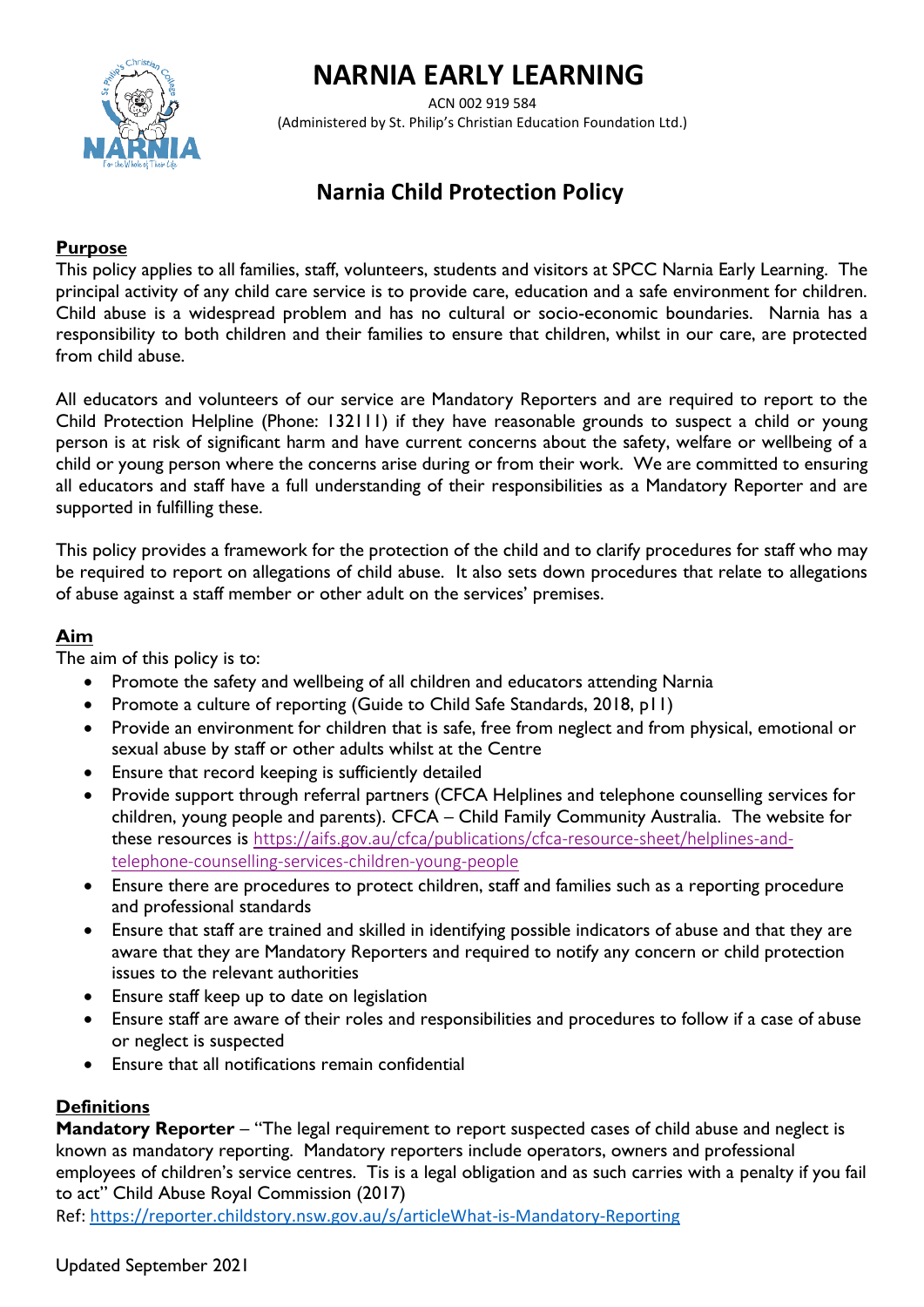# NARNIA EARLY LEARNING

ACN 002 919 584
(Administered by St. Philip's Christian Education Foundation Ltd.)

## Narnia Child Protection Policy

### Purpose

This policy applies to all families, staff, volunteers, students and visitors at SPCC Narnia Early Learning. The principal activity of any child care service is to provide care, education and a safe environment for children. Child abuse is a widespread problem and has no cultural or socio-economic boundaries. Narnia has a responsibility to both children and their families to ensure that children, whilst in our care, are protected from child abuse.

All educators and volunteers of our service are Mandatory Reporters and are required to report to the Child Protection Helpline (Phone: 132111) if they have reasonable grounds to suspect a child or young person is at risk of significant harm and have current concerns about the safety, welfare or wellbeing of a child or young person where the concerns arise during or from their work. We are committed to ensuring all educators and staff have a full understanding of their responsibilities as a Mandatory Reporter and are supported in fulfilling these.

This policy provides a framework for the protection of the child and to clarify procedures for staff who may be required to report on allegations of child abuse. It also sets down procedures that relate to allegations of abuse against a staff member or other adult on the services' premises.

### Aim

The aim of this policy is to:

- Promote the safety and wellbeing of all children and educators attending Narnia
- Promote a culture of reporting (Guide to Child Safe Standards, 2018, p11)
- Provide an environment for children that is safe, free from neglect and from physical, emotional or sexual abuse by staff or other adults whilst at the Centre
- Ensure that record keeping is sufficiently detailed
- Provide support through referral partners (CFCA Helplines and telephone counselling services for children, young people and parents). CFCA – Child Family Community Australia. The website for these resources is https://aifs.gov.au/cfca/publications/cfca-resource-sheet/helplines-and-telephone-counselling-services-children-young-people
- Ensure there are procedures to protect children, staff and families such as a reporting procedure and professional standards
- Ensure that staff are trained and skilled in identifying possible indicators of abuse and that they are aware that they are Mandatory Reporters and required to notify any concern or child protection issues to the relevant authorities
- Ensure staff keep up to date on legislation
- Ensure staff are aware of their roles and responsibilities and procedures to follow if a case of abuse or neglect is suspected
- Ensure that all notifications remain confidential

### Definitions

**Mandatory Reporter** – "The legal requirement to report suspected cases of child abuse and neglect is known as mandatory reporting. Mandatory reporters include operators, owners and professional employees of children's service centres. Tis is a legal obligation and as such carries with a penalty if you fail to act" Child Abuse Royal Commission (2017)

Ref: https://reporter.childstory.nsw.gov.au/s/articleWhat-is-Mandatory-Reporting

Updated September 2021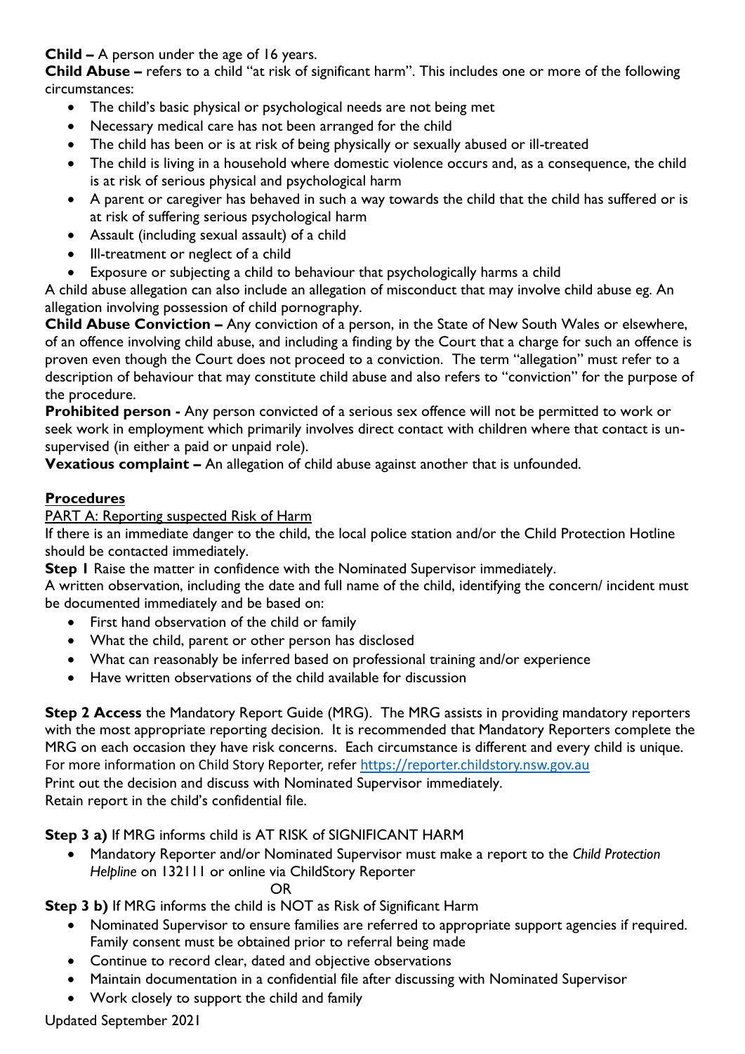**Child –** A person under the age of 16 years.

**Child Abuse –** refers to a child "at risk of significant harm". This includes one or more of the following circumstances:

- The child's basic physical or psychological needs are not being met
- Necessary medical care has not been arranged for the child
- The child has been or is at risk of being physically or sexually abused or ill-treated
- The child is living in a household where domestic violence occurs and, as a consequence, the child is at risk of serious physical and psychological harm
- A parent or caregiver has behaved in such a way towards the child that the child has suffered or is at risk of suffering serious psychological harm
- Assault (including sexual assault) of a child
- Ill-treatment or neglect of a child
- Exposure or subjecting a child to behaviour that psychologically harms a child

A child abuse allegation can also include an allegation of misconduct that may involve child abuse eg. An allegation involving possession of child pornography.

**Child Abuse Conviction –** Any conviction of a person, in the State of New South Wales or elsewhere, of an offence involving child abuse, and including a finding by the Court that a charge for such an offence is proven even though the Court does not proceed to a conviction. The term "allegation" must refer to a description of behaviour that may constitute child abuse and also refers to "conviction" for the purpose of the procedure.

**Prohibited person -** Any person convicted of a serious sex offence will not be permitted to work or seek work in employment which primarily involves direct contact with children where that contact is un-supervised (in either a paid or unpaid role).

**Vexatious complaint –** An allegation of child abuse against another that is unfounded.

## Procedures

PART A: Reporting suspected Risk of Harm

If there is an immediate danger to the child, the local police station and/or the Child Protection Hotline should be contacted immediately.

**Step 1** Raise the matter in confidence with the Nominated Supervisor immediately.

A written observation, including the date and full name of the child, identifying the concern/ incident must be documented immediately and be based on:

- First hand observation of the child or family
- What the child, parent or other person has disclosed
- What can reasonably be inferred based on professional training and/or experience
- Have written observations of the child available for discussion

**Step 2 Access** the Mandatory Report Guide (MRG). The MRG assists in providing mandatory reporters with the most appropriate reporting decision. It is recommended that Mandatory Reporters complete the MRG on each occasion they have risk concerns. Each circumstance is different and every child is unique.
For more information on Child Story Reporter, refer https://reporter.childstory.nsw.gov.au
Print out the decision and discuss with Nominated Supervisor immediately.
Retain report in the child's confidential file.

**Step 3 a)** If MRG informs child is AT RISK of SIGNIFICANT HARM

- Mandatory Reporter and/or Nominated Supervisor must make a report to the *Child Protection Helpline* on 132111 or online via ChildStory Reporter

OR

**Step 3 b)** If MRG informs the child is NOT as Risk of Significant Harm

- Nominated Supervisor to ensure families are referred to appropriate support agencies if required. Family consent must be obtained prior to referral being made
- Continue to record clear, dated and objective observations
- Maintain documentation in a confidential file after discussing with Nominated Supervisor
- Work closely to support the child and family

Updated September 2021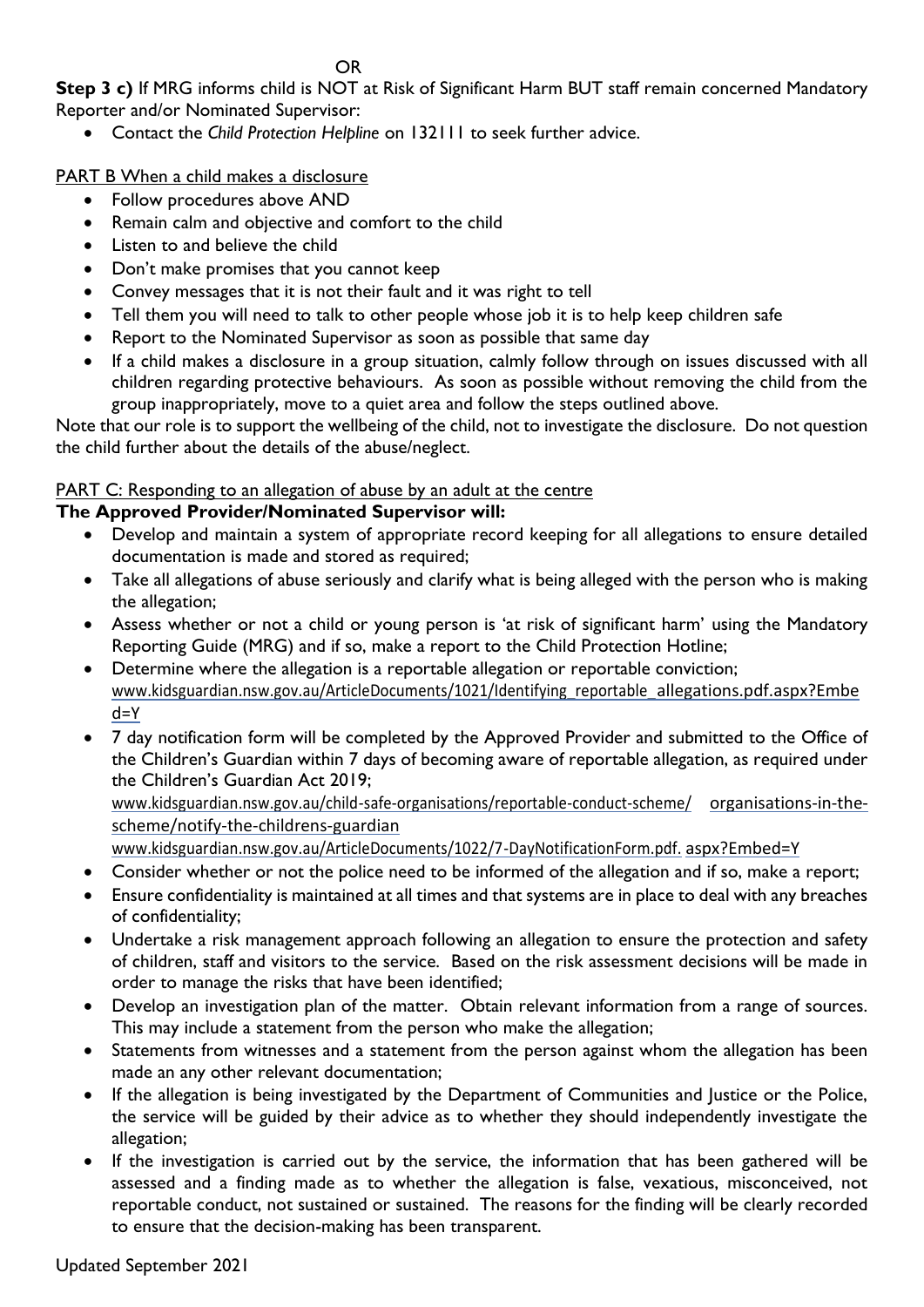OR

**Step 3 c)** If MRG informs child is NOT at Risk of Significant Harm BUT staff remain concerned Mandatory Reporter and/or Nominated Supervisor:

- Contact the *Child Protection Helpline* on 132111 to seek further advice.

PART B When a child makes a disclosure

- Follow procedures above AND
- Remain calm and objective and comfort to the child
- Listen to and believe the child
- Don't make promises that you cannot keep
- Convey messages that it is not their fault and it was right to tell
- Tell them you will need to talk to other people whose job it is to help keep children safe
- Report to the Nominated Supervisor as soon as possible that same day
- If a child makes a disclosure in a group situation, calmly follow through on issues discussed with all children regarding protective behaviours. As soon as possible without removing the child from the group inappropriately, move to a quiet area and follow the steps outlined above.

Note that our role is to support the wellbeing of the child, not to investigate the disclosure. Do not question the child further about the details of the abuse/neglect.

PART C: Responding to an allegation of abuse by an adult at the centre

**The Approved Provider/Nominated Supervisor will:**

- Develop and maintain a system of appropriate record keeping for all allegations to ensure detailed documentation is made and stored as required;
- Take all allegations of abuse seriously and clarify what is being alleged with the person who is making the allegation;
- Assess whether or not a child or young person is 'at risk of significant harm' using the Mandatory Reporting Guide (MRG) and if so, make a report to the Child Protection Hotline;
- Determine where the allegation is a reportable allegation or reportable conviction; www.kidsguardian.nsw.gov.au/ArticleDocuments/1021/Identifying_reportable_allegations.pdf.aspx?Embed=Y
- 7 day notification form will be completed by the Approved Provider and submitted to the Office of the Children's Guardian within 7 days of becoming aware of reportable allegation, as required under the Children's Guardian Act 2019;
  www.kidsguardian.nsw.gov.au/child-safe-organisations/reportable-conduct-scheme/ organisations-in-the-scheme/notify-the-childrens-guardian
  www.kidsguardian.nsw.gov.au/ArticleDocuments/1022/7-DayNotificationForm.pdf. aspx?Embed=Y
- Consider whether or not the police need to be informed of the allegation and if so, make a report;
- Ensure confidentiality is maintained at all times and that systems are in place to deal with any breaches of confidentiality;
- Undertake a risk management approach following an allegation to ensure the protection and safety of children, staff and visitors to the service. Based on the risk assessment decisions will be made in order to manage the risks that have been identified;
- Develop an investigation plan of the matter. Obtain relevant information from a range of sources. This may include a statement from the person who make the allegation;
- Statements from witnesses and a statement from the person against whom the allegation has been made an any other relevant documentation;
- If the allegation is being investigated by the Department of Communities and Justice or the Police, the service will be guided by their advice as to whether they should independently investigate the allegation;
- If the investigation is carried out by the service, the information that has been gathered will be assessed and a finding made as to whether the allegation is false, vexatious, misconceived, not reportable conduct, not sustained or sustained. The reasons for the finding will be clearly recorded to ensure that the decision-making has been transparent.

Updated September 2021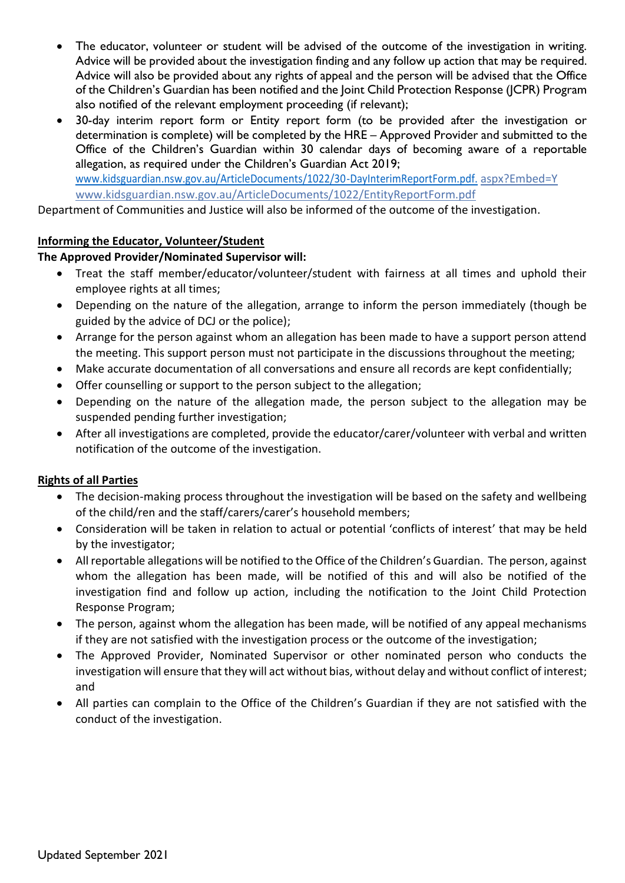- The educator, volunteer or student will be advised of the outcome of the investigation in writing. Advice will be provided about the investigation finding and any follow up action that may be required. Advice will also be provided about any rights of appeal and the person will be advised that the Office of the Children's Guardian has been notified and the Joint Child Protection Response (JCPR) Program also notified of the relevant employment proceeding (if relevant);
- 30-day interim report form or Entity report form (to be provided after the investigation or determination is complete) will be completed by the HRE – Approved Provider and submitted to the Office of the Children's Guardian within 30 calendar days of becoming aware of a reportable allegation, as required under the Children's Guardian Act 2019;
  www.kidsguardian.nsw.gov.au/ArticleDocuments/1022/30-DayInterimReportForm.pdf. aspx?Embed=Y
  www.kidsguardian.nsw.gov.au/ArticleDocuments/1022/EntityReportForm.pdf

Department of Communities and Justice will also be informed of the outcome of the investigation.

**Informing the Educator, Volunteer/Student**

**The Approved Provider/Nominated Supervisor will:**

- Treat the staff member/educator/volunteer/student with fairness at all times and uphold their employee rights at all times;
- Depending on the nature of the allegation, arrange to inform the person immediately (though be guided by the advice of DCJ or the police);
- Arrange for the person against whom an allegation has been made to have a support person attend the meeting. This support person must not participate in the discussions throughout the meeting;
- Make accurate documentation of all conversations and ensure all records are kept confidentially;
- Offer counselling or support to the person subject to the allegation;
- Depending on the nature of the allegation made, the person subject to the allegation may be suspended pending further investigation;
- After all investigations are completed, provide the educator/carer/volunteer with verbal and written notification of the outcome of the investigation.

**Rights of all Parties**

- The decision-making process throughout the investigation will be based on the safety and wellbeing of the child/ren and the staff/carers/carer's household members;
- Consideration will be taken in relation to actual or potential 'conflicts of interest' that may be held by the investigator;
- All reportable allegations will be notified to the Office of the Children's Guardian. The person, against whom the allegation has been made, will be notified of this and will also be notified of the investigation find and follow up action, including the notification to the Joint Child Protection Response Program;
- The person, against whom the allegation has been made, will be notified of any appeal mechanisms if they are not satisfied with the investigation process or the outcome of the investigation;
- The Approved Provider, Nominated Supervisor or other nominated person who conducts the investigation will ensure that they will act without bias, without delay and without conflict of interest; and
- All parties can complain to the Office of the Children's Guardian if they are not satisfied with the conduct of the investigation.

Updated September 2021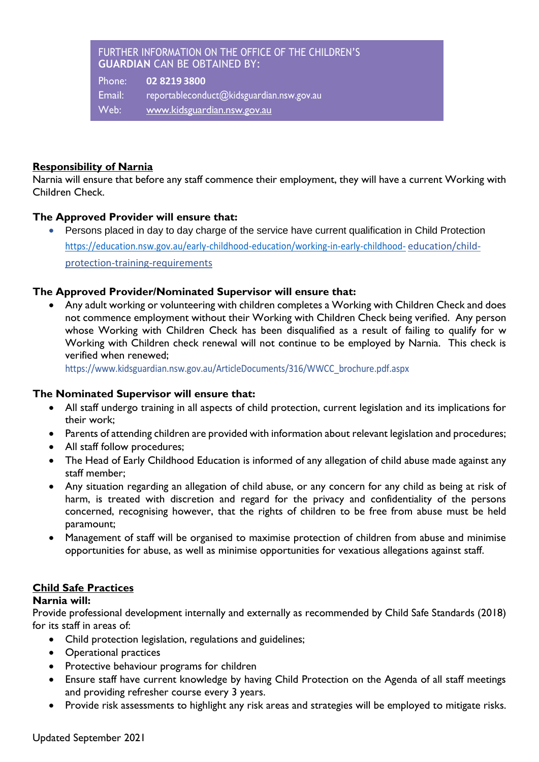**FURTHER INFORMATION ON THE OFFICE OF THE CHILDREN'S GUARDIAN CAN BE OBTAINED BY:**

Phone: **02 8219 3800**
Email: reportableconduct@kidsguardian.nsw.gov.au
Web: www.kidsguardian.nsw.gov.au

## Responsibility of Narnia

Narnia will ensure that before any staff commence their employment, they will have a current Working with Children Check.

### The Approved Provider will ensure that:

- Persons placed in day to day charge of the service have current qualification in Child Protection https://education.nsw.gov.au/early-childhood-education/working-in-early-childhood-education/child-protection-training-requirements

### The Approved Provider/Nominated Supervisor will ensure that:

- Any adult working or volunteering with children completes a Working with Children Check and does not commence employment without their Working with Children Check being verified. Any person whose Working with Children Check has been disqualified as a result of failing to qualify for w Working with Children check renewal will not continue to be employed by Narnia. This check is verified when renewed;
  https://www.kidsguardian.nsw.gov.au/ArticleDocuments/316/WWCC_brochure.pdf.aspx

### The Nominated Supervisor will ensure that:

- All staff undergo training in all aspects of child protection, current legislation and its implications for their work;
- Parents of attending children are provided with information about relevant legislation and procedures;
- All staff follow procedures;
- The Head of Early Childhood Education is informed of any allegation of child abuse made against any staff member;
- Any situation regarding an allegation of child abuse, or any concern for any child as being at risk of harm, is treated with discretion and regard for the privacy and confidentiality of the persons concerned, recognising however, that the rights of children to be free from abuse must be held paramount;
- Management of staff will be organised to maximise protection of children from abuse and minimise opportunities for abuse, as well as minimise opportunities for vexatious allegations against staff.

## Child Safe Practices

### Narnia will:

Provide professional development internally and externally as recommended by Child Safe Standards (2018) for its staff in areas of:

- Child protection legislation, regulations and guidelines;
- Operational practices
- Protective behaviour programs for children
- Ensure staff have current knowledge by having Child Protection on the Agenda of all staff meetings and providing refresher course every 3 years.
- Provide risk assessments to highlight any risk areas and strategies will be employed to mitigate risks.

Updated September 2021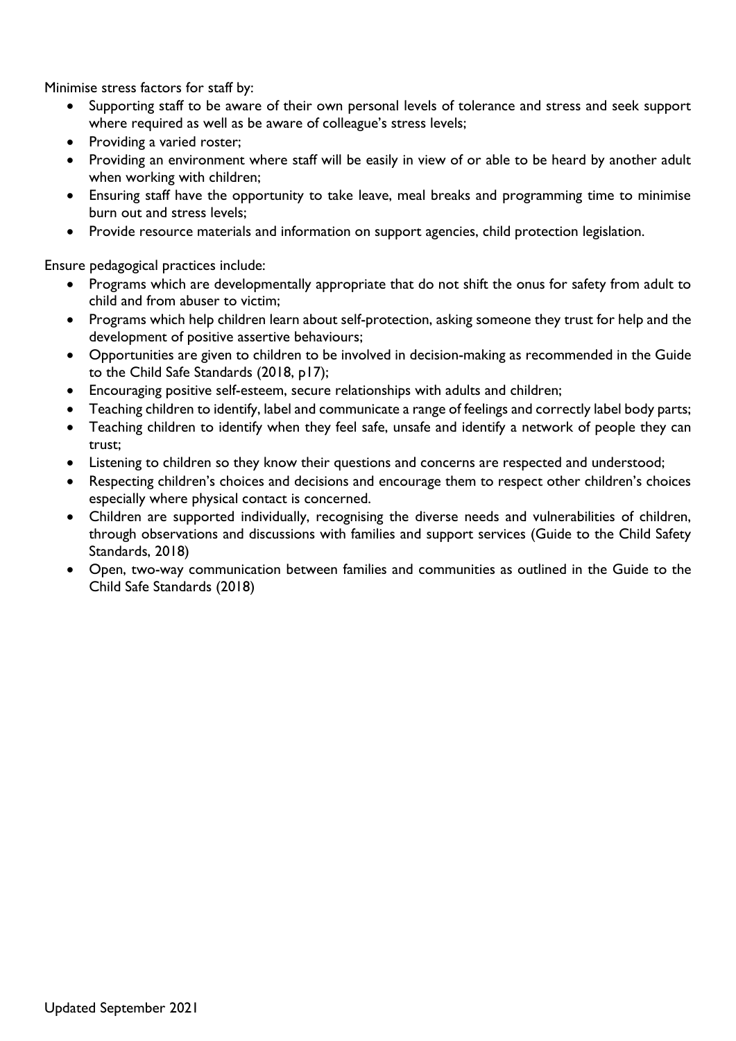Minimise stress factors for staff by:

- Supporting staff to be aware of their own personal levels of tolerance and stress and seek support where required as well as be aware of colleague's stress levels;
- Providing a varied roster;
- Providing an environment where staff will be easily in view of or able to be heard by another adult when working with children;
- Ensuring staff have the opportunity to take leave, meal breaks and programming time to minimise burn out and stress levels;
- Provide resource materials and information on support agencies, child protection legislation.

Ensure pedagogical practices include:

- Programs which are developmentally appropriate that do not shift the onus for safety from adult to child and from abuser to victim;
- Programs which help children learn about self-protection, asking someone they trust for help and the development of positive assertive behaviours;
- Opportunities are given to children to be involved in decision-making as recommended in the Guide to the Child Safe Standards (2018, p17);
- Encouraging positive self-esteem, secure relationships with adults and children;
- Teaching children to identify, label and communicate a range of feelings and correctly label body parts;
- Teaching children to identify when they feel safe, unsafe and identify a network of people they can trust;
- Listening to children so they know their questions and concerns are respected and understood;
- Respecting children's choices and decisions and encourage them to respect other children's choices especially where physical contact is concerned.
- Children are supported individually, recognising the diverse needs and vulnerabilities of children, through observations and discussions with families and support services (Guide to the Child Safety Standards, 2018)
- Open, two-way communication between families and communities as outlined in the Guide to the Child Safe Standards (2018)

Updated September 2021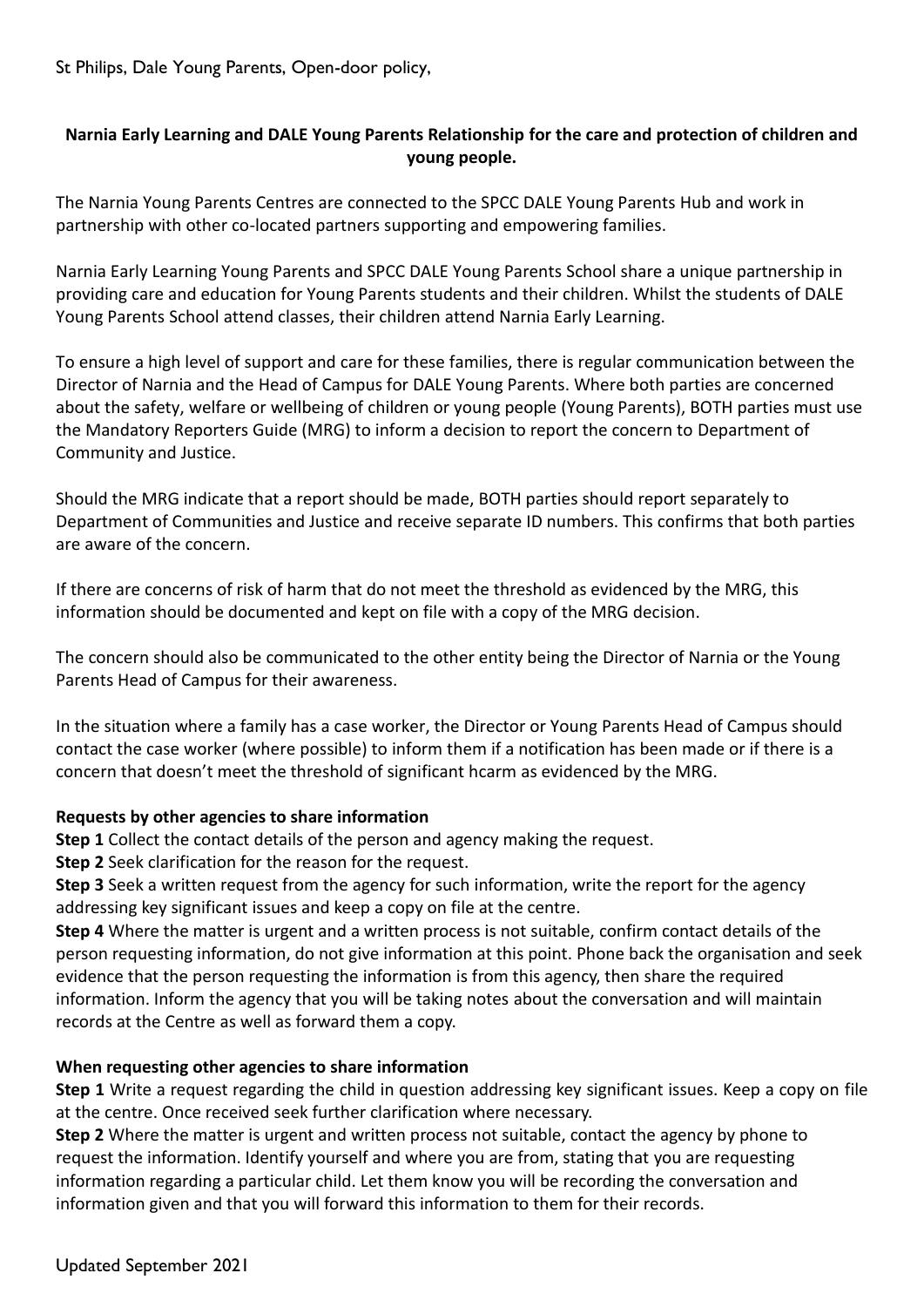St Philips, Dale Young Parents, Open-door policy,

**Narnia Early Learning and DALE Young Parents Relationship for the care and protection of children and young people.**

The Narnia Young Parents Centres are connected to the SPCC DALE Young Parents Hub and work in partnership with other co-located partners supporting and empowering families.

Narnia Early Learning Young Parents and SPCC DALE Young Parents School share a unique partnership in providing care and education for Young Parents students and their children. Whilst the students of DALE Young Parents School attend classes, their children attend Narnia Early Learning.

To ensure a high level of support and care for these families, there is regular communication between the Director of Narnia and the Head of Campus for DALE Young Parents. Where both parties are concerned about the safety, welfare or wellbeing of children or young people (Young Parents), BOTH parties must use the Mandatory Reporters Guide (MRG) to inform a decision to report the concern to Department of Community and Justice.

Should the MRG indicate that a report should be made, BOTH parties should report separately to Department of Communities and Justice and receive separate ID numbers. This confirms that both parties are aware of the concern.

If there are concerns of risk of harm that do not meet the threshold as evidenced by the MRG, this information should be documented and kept on file with a copy of the MRG decision.

The concern should also be communicated to the other entity being the Director of Narnia or the Young Parents Head of Campus for their awareness.

In the situation where a family has a case worker, the Director or Young Parents Head of Campus should contact the case worker (where possible) to inform them if a notification has been made or if there is a concern that doesn't meet the threshold of significant hcarm as evidenced by the MRG.

**Requests by other agencies to share information**

**Step 1** Collect the contact details of the person and agency making the request.

**Step 2** Seek clarification for the reason for the request.

**Step 3** Seek a written request from the agency for such information, write the report for the agency addressing key significant issues and keep a copy on file at the centre.

**Step 4** Where the matter is urgent and a written process is not suitable, confirm contact details of the person requesting information, do not give information at this point. Phone back the organisation and seek evidence that the person requesting the information is from this agency, then share the required information. Inform the agency that you will be taking notes about the conversation and will maintain records at the Centre as well as forward them a copy.

**When requesting other agencies to share information**

**Step 1** Write a request regarding the child in question addressing key significant issues. Keep a copy on file at the centre. Once received seek further clarification where necessary.

**Step 2** Where the matter is urgent and written process not suitable, contact the agency by phone to request the information. Identify yourself and where you are from, stating that you are requesting information regarding a particular child. Let them know you will be recording the conversation and information given and that you will forward this information to them for their records.

Updated September 2021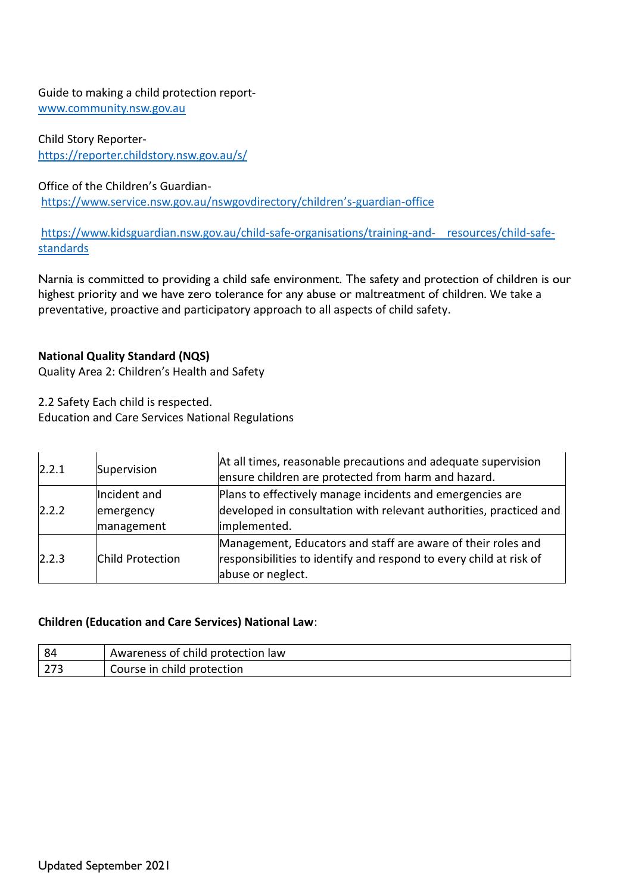Guide to making a child protection report-
www.community.nsw.gov.au

Child Story Reporter-
https://reporter.childstory.nsw.gov.au/s/

Office of the Children's Guardian-
https://www.service.nsw.gov.au/nswgovdirectory/children's-guardian-office

https://www.kidsguardian.nsw.gov.au/child-safe-organisations/training-and- resources/child-safe-standards

Narnia is committed to providing a child safe environment. The safety and protection of children is our highest priority and we have zero tolerance for any abuse or maltreatment of children. We take a preventative, proactive and participatory approach to all aspects of child safety.

**National Quality Standard (NQS)**
Quality Area 2: Children's Health and Safety

2.2 Safety Each child is respected.
Education and Care Services National Regulations

| | | |
|---|---|---|
| 2.2.1 | Supervision | At all times, reasonable precautions and adequate supervision ensure children are protected from harm and hazard. |
| 2.2.2 | Incident and emergency management | Plans to effectively manage incidents and emergencies are developed in consultation with relevant authorities, practiced and implemented. |
| 2.2.3 | Child Protection | Management, Educators and staff are aware of their roles and responsibilities to identify and respond to every child at risk of abuse or neglect. |

**Children (Education and Care Services) National Law**:

| | |
|---|---|
| 84 | Awareness of child protection law |
| 273 | Course in child protection |

Updated September 2021